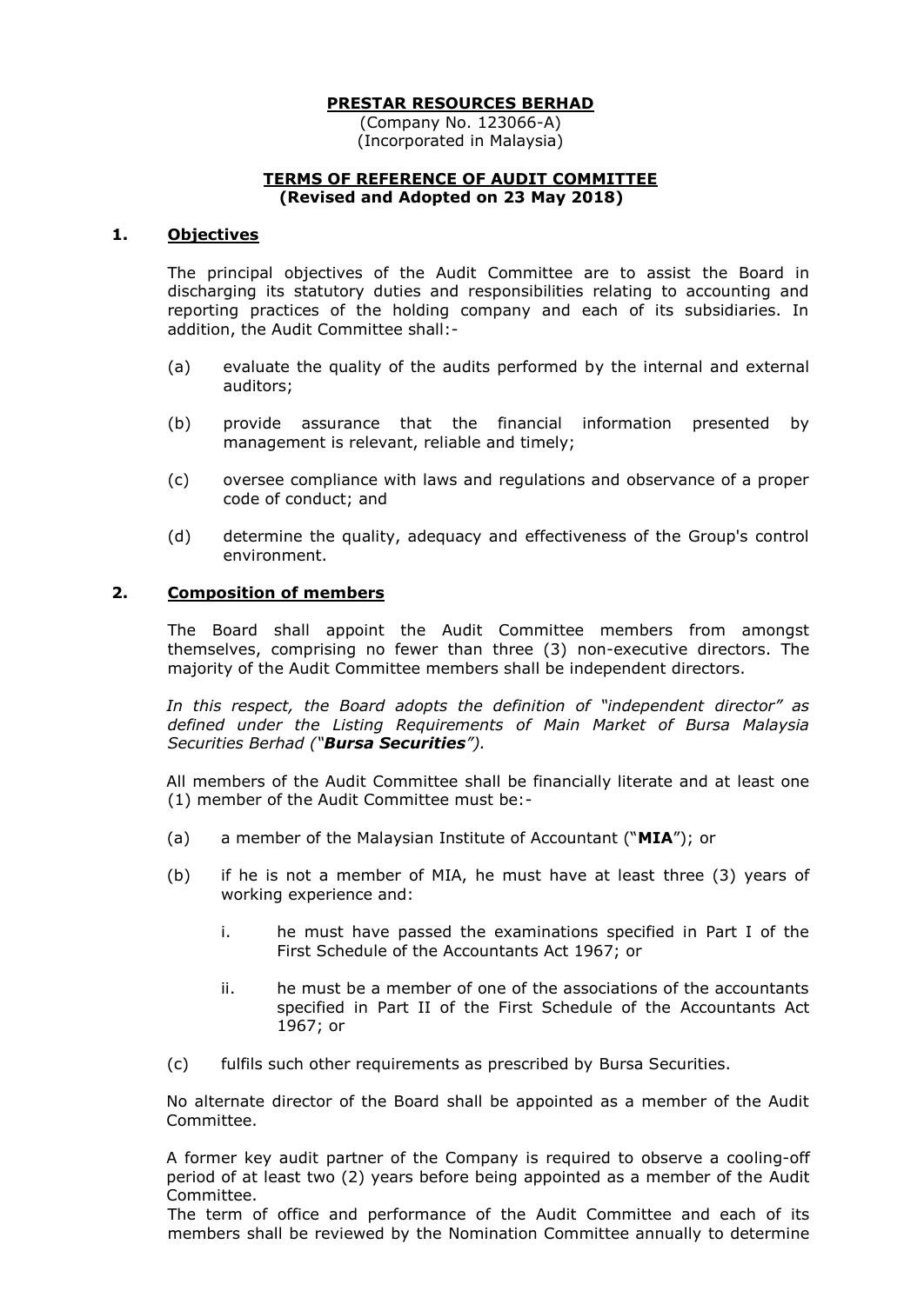**PRESTAR RESOURCES BERHAD**

(Company No. 123066-A)
(Incorporated in Malaysia)

**TERMS OF REFERENCE OF AUDIT COMMITTEE**
**(Revised and Adopted on 23 May 2018)**

## 1. Objectives

The principal objectives of the Audit Committee are to assist the Board in discharging its statutory duties and responsibilities relating to accounting and reporting practices of the holding company and each of its subsidiaries. In addition, the Audit Committee shall:-

(a) evaluate the quality of the audits performed by the internal and external auditors;

(b) provide assurance that the financial information presented by management is relevant, reliable and timely;

(c) oversee compliance with laws and regulations and observance of a proper code of conduct; and

(d) determine the quality, adequacy and effectiveness of the Group's control environment.

## 2. Composition of members

The Board shall appoint the Audit Committee members from amongst themselves, comprising no fewer than three (3) non-executive directors. The majority of the Audit Committee members shall be independent directors.

*In this respect, the Board adopts the definition of "independent director" as defined under the Listing Requirements of Main Market of Bursa Malaysia Securities Berhad ("**Bursa Securities**").*

All members of the Audit Committee shall be financially literate and at least one (1) member of the Audit Committee must be:-

(a) a member of the Malaysian Institute of Accountant ("**MIA**"); or

(b) if he is not a member of MIA, he must have at least three (3) years of working experience and:

   i. he must have passed the examinations specified in Part I of the First Schedule of the Accountants Act 1967; or

   ii. he must be a member of one of the associations of the accountants specified in Part II of the First Schedule of the Accountants Act 1967; or

(c) fulfils such other requirements as prescribed by Bursa Securities.

No alternate director of the Board shall be appointed as a member of the Audit Committee.

A former key audit partner of the Company is required to observe a cooling-off period of at least two (2) years before being appointed as a member of the Audit Committee.
The term of office and performance of the Audit Committee and each of its members shall be reviewed by the Nomination Committee annually to determine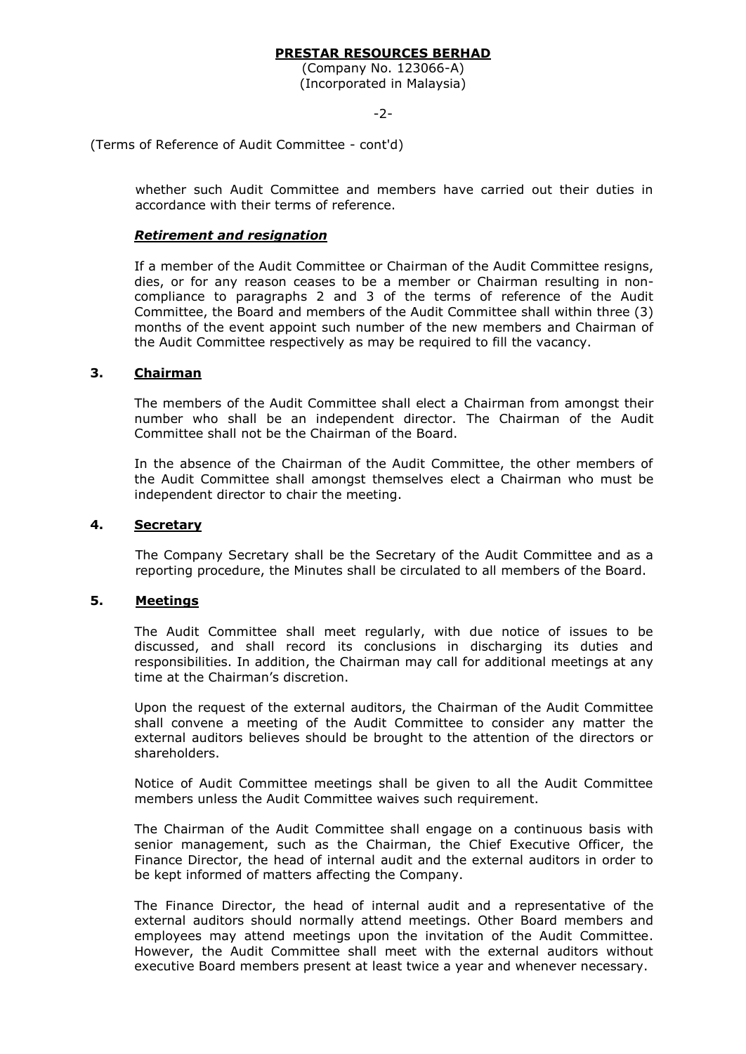(Terms of Reference of Audit Committee - cont'd)

whether such Audit Committee and members have carried out their duties in accordance with their terms of reference.

***Retirement and resignation***

If a member of the Audit Committee or Chairman of the Audit Committee resigns, dies, or for any reason ceases to be a member or Chairman resulting in non-compliance to paragraphs 2 and 3 of the terms of reference of the Audit Committee, the Board and members of the Audit Committee shall within three (3) months of the event appoint such number of the new members and Chairman of the Audit Committee respectively as may be required to fill the vacancy.

## 3. Chairman

The members of the Audit Committee shall elect a Chairman from amongst their number who shall be an independent director. The Chairman of the Audit Committee shall not be the Chairman of the Board.

In the absence of the Chairman of the Audit Committee, the other members of the Audit Committee shall amongst themselves elect a Chairman who must be independent director to chair the meeting.

## 4. Secretary

The Company Secretary shall be the Secretary of the Audit Committee and as a reporting procedure, the Minutes shall be circulated to all members of the Board.

## 5. Meetings

The Audit Committee shall meet regularly, with due notice of issues to be discussed, and shall record its conclusions in discharging its duties and responsibilities. In addition, the Chairman may call for additional meetings at any time at the Chairman's discretion.

Upon the request of the external auditors, the Chairman of the Audit Committee shall convene a meeting of the Audit Committee to consider any matter the external auditors believes should be brought to the attention of the directors or shareholders.

Notice of Audit Committee meetings shall be given to all the Audit Committee members unless the Audit Committee waives such requirement.

The Chairman of the Audit Committee shall engage on a continuous basis with senior management, such as the Chairman, the Chief Executive Officer, the Finance Director, the head of internal audit and the external auditors in order to be kept informed of matters affecting the Company.

The Finance Director, the head of internal audit and a representative of the external auditors should normally attend meetings. Other Board members and employees may attend meetings upon the invitation of the Audit Committee. However, the Audit Committee shall meet with the external auditors without executive Board members present at least twice a year and whenever necessary.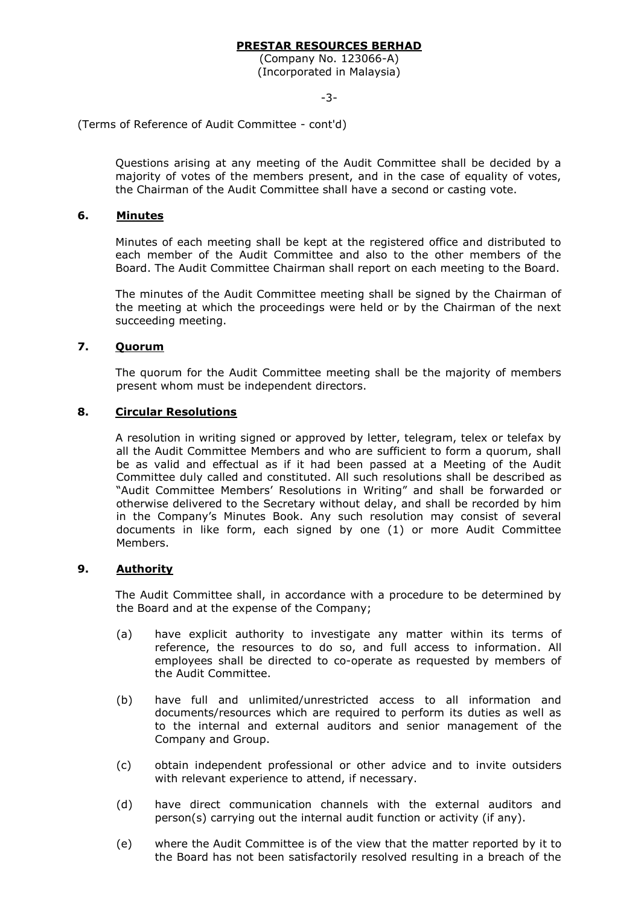(Terms of Reference of Audit Committee - cont'd)

Questions arising at any meeting of the Audit Committee shall be decided by a majority of votes of the members present, and in the case of equality of votes, the Chairman of the Audit Committee shall have a second or casting vote.

## 6. Minutes

Minutes of each meeting shall be kept at the registered office and distributed to each member of the Audit Committee and also to the other members of the Board. The Audit Committee Chairman shall report on each meeting to the Board.

The minutes of the Audit Committee meeting shall be signed by the Chairman of the meeting at which the proceedings were held or by the Chairman of the next succeeding meeting.

## 7. Quorum

The quorum for the Audit Committee meeting shall be the majority of members present whom must be independent directors.

## 8. Circular Resolutions

A resolution in writing signed or approved by letter, telegram, telex or telefax by all the Audit Committee Members and who are sufficient to form a quorum, shall be as valid and effectual as if it had been passed at a Meeting of the Audit Committee duly called and constituted. All such resolutions shall be described as "Audit Committee Members' Resolutions in Writing" and shall be forwarded or otherwise delivered to the Secretary without delay, and shall be recorded by him in the Company's Minutes Book. Any such resolution may consist of several documents in like form, each signed by one (1) or more Audit Committee Members.

## 9. Authority

The Audit Committee shall, in accordance with a procedure to be determined by the Board and at the expense of the Company;

(a) have explicit authority to investigate any matter within its terms of reference, the resources to do so, and full access to information. All employees shall be directed to co-operate as requested by members of the Audit Committee.

(b) have full and unlimited/unrestricted access to all information and documents/resources which are required to perform its duties as well as to the internal and external auditors and senior management of the Company and Group.

(c) obtain independent professional or other advice and to invite outsiders with relevant experience to attend, if necessary.

(d) have direct communication channels with the external auditors and person(s) carrying out the internal audit function or activity (if any).

(e) where the Audit Committee is of the view that the matter reported by it to the Board has not been satisfactorily resolved resulting in a breach of the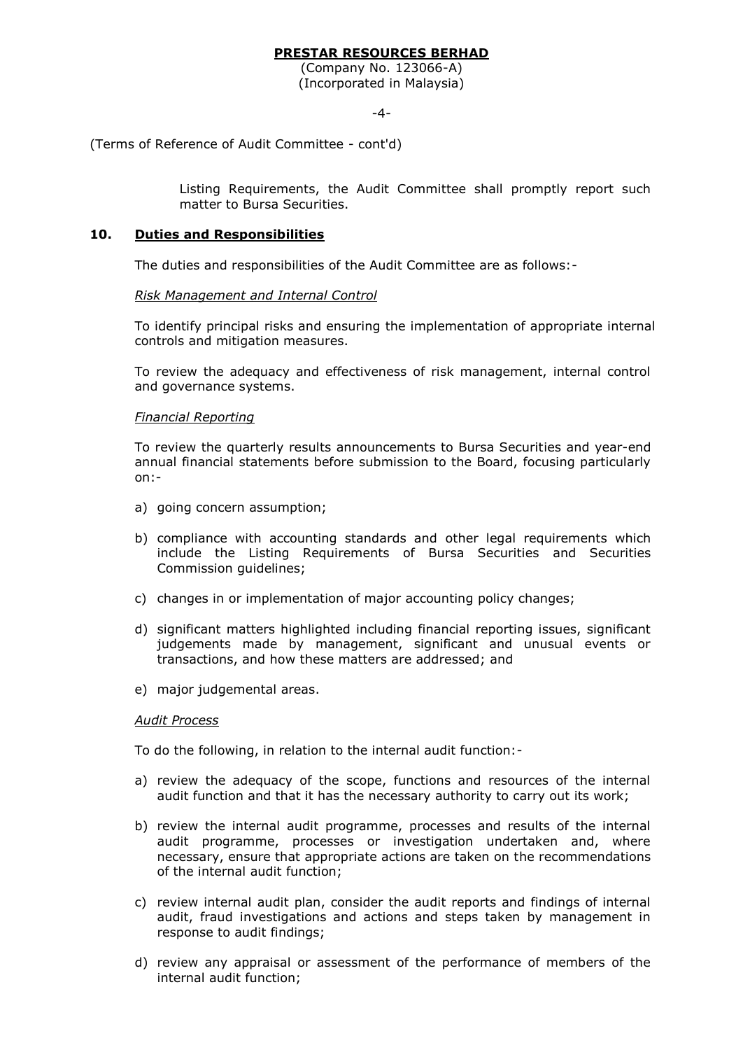(Terms of Reference of Audit Committee - cont'd)

Listing Requirements, the Audit Committee shall promptly report such matter to Bursa Securities.

## 10. Duties and Responsibilities

The duties and responsibilities of the Audit Committee are as follows:-

*Risk Management and Internal Control*

To identify principal risks and ensuring the implementation of appropriate internal controls and mitigation measures.

To review the adequacy and effectiveness of risk management, internal control and governance systems.

*Financial Reporting*

To review the quarterly results announcements to Bursa Securities and year-end annual financial statements before submission to the Board, focusing particularly on:-

a) going concern assumption;

b) compliance with accounting standards and other legal requirements which include the Listing Requirements of Bursa Securities and Securities Commission guidelines;

c) changes in or implementation of major accounting policy changes;

d) significant matters highlighted including financial reporting issues, significant judgements made by management, significant and unusual events or transactions, and how these matters are addressed; and

e) major judgemental areas.

*Audit Process*

To do the following, in relation to the internal audit function:-

a) review the adequacy of the scope, functions and resources of the internal audit function and that it has the necessary authority to carry out its work;

b) review the internal audit programme, processes and results of the internal audit programme, processes or investigation undertaken and, where necessary, ensure that appropriate actions are taken on the recommendations of the internal audit function;

c) review internal audit plan, consider the audit reports and findings of internal audit, fraud investigations and actions and steps taken by management in response to audit findings;

d) review any appraisal or assessment of the performance of members of the internal audit function;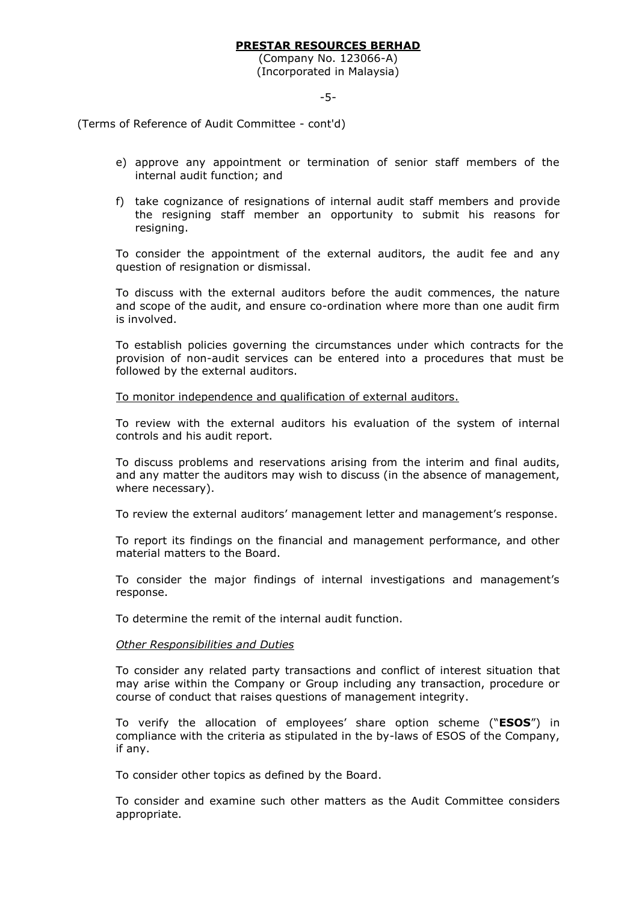(Terms of Reference of Audit Committee - cont'd)

e) approve any appointment or termination of senior staff members of the internal audit function; and

f) take cognizance of resignations of internal audit staff members and provide the resigning staff member an opportunity to submit his reasons for resigning.

To consider the appointment of the external auditors, the audit fee and any question of resignation or dismissal.

To discuss with the external auditors before the audit commences, the nature and scope of the audit, and ensure co-ordination where more than one audit firm is involved.

To establish policies governing the circumstances under which contracts for the provision of non-audit services can be entered into a procedures that must be followed by the external auditors.

<u>To monitor independence and qualification of external auditors.</u>

To review with the external auditors his evaluation of the system of internal controls and his audit report.

To discuss problems and reservations arising from the interim and final audits, and any matter the auditors may wish to discuss (in the absence of management, where necessary).

To review the external auditors' management letter and management's response.

To report its findings on the financial and management performance, and other material matters to the Board.

To consider the major findings of internal investigations and management's response.

To determine the remit of the internal audit function.

<u>*Other Responsibilities and Duties*</u>

To consider any related party transactions and conflict of interest situation that may arise within the Company or Group including any transaction, procedure or course of conduct that raises questions of management integrity.

To verify the allocation of employees' share option scheme ("**ESOS**") in compliance with the criteria as stipulated in the by-laws of ESOS of the Company, if any.

To consider other topics as defined by the Board.

To consider and examine such other matters as the Audit Committee considers appropriate.